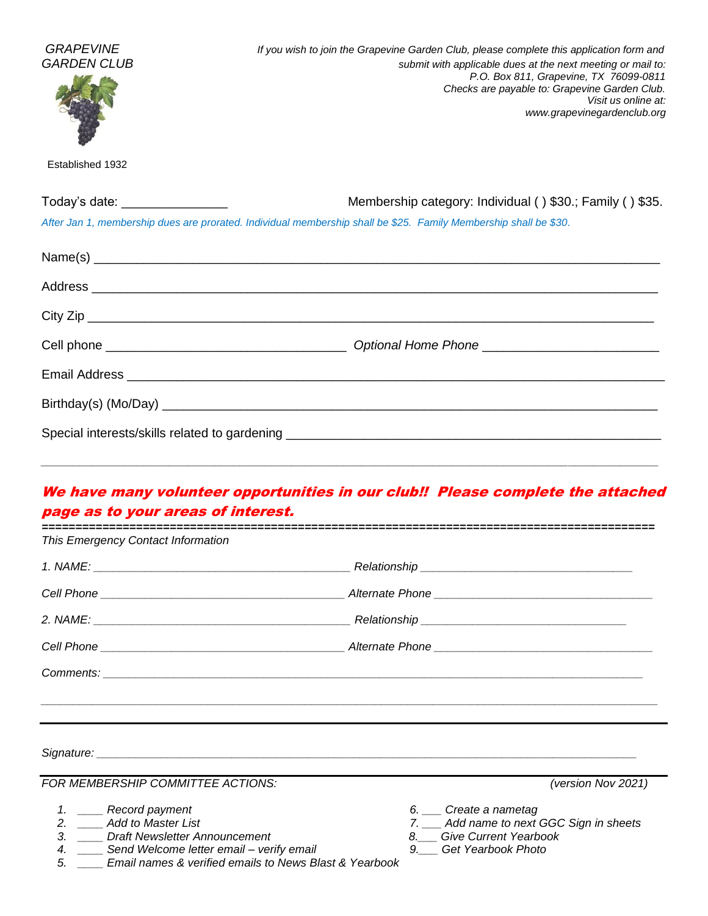GRAPEVINE
GARDEN CLUB

Established 1932

*If you wish to join the Grapevine Garden Club, please complete this application form and submit with applicable dues at the next meeting or mail to:*
*P.O. Box 811, Grapevine, TX 76099-0811*
*Checks are payable to: Grapevine Garden Club.*
*Visit us online at:*
*www.grapevinegardenclub.org*

Today's date: _______________ Membership category: Individual ( ) $30.; Family ( ) $35.

*After Jan 1, membership dues are prorated. Individual membership shall be $25. Family Membership shall be $30.*

Name(s) ______________________________________________________________________________

Address ______________________________________________________________________________

City Zip ______________________________________________________________________________

Cell phone _________________________________ *Optional Home Phone* ________________________

Email Address _________________________________________________________________________

Birthday(s) (Mo/Day) ____________________________________________________________________

Special interests/skills related to gardening ____________________________________________________

______________________________________________________________________________________

***We have many volunteer opportunities in our club!! Please complete the attached page as to your areas of interest.***

==========================================================================================

*This Emergency Contact Information*

*1. NAME:* ________________________________________ *Relationship* _________________________________

*Cell Phone* ______________________________________ *Alternate Phone* ______________________________

*2. NAME:* ________________________________________ *Relationship* _________________________________

*Cell Phone* ______________________________________ *Alternate Phone* ______________________________

*Comments:* ____________________________________________________________________________________

______________________________________________________________________________________

---

*Signature:* _____________________________________________________________________________________

---

*FOR MEMBERSHIP COMMITTEE ACTIONS:* *(version Nov 2021)*

1. ____ *Record payment*
2. ____ *Add to Master List*
3. ____ *Draft Newsletter Announcement*
4. ____ *Send Welcome letter email – verify email*
5. ____ *Email names & verified emails to News Blast & Yearbook*
6. ___ *Create a nametag*
7. ___ *Add name to next GGC Sign in sheets*
8. ___ *Give Current Yearbook*
9. ___ *Get Yearbook Photo*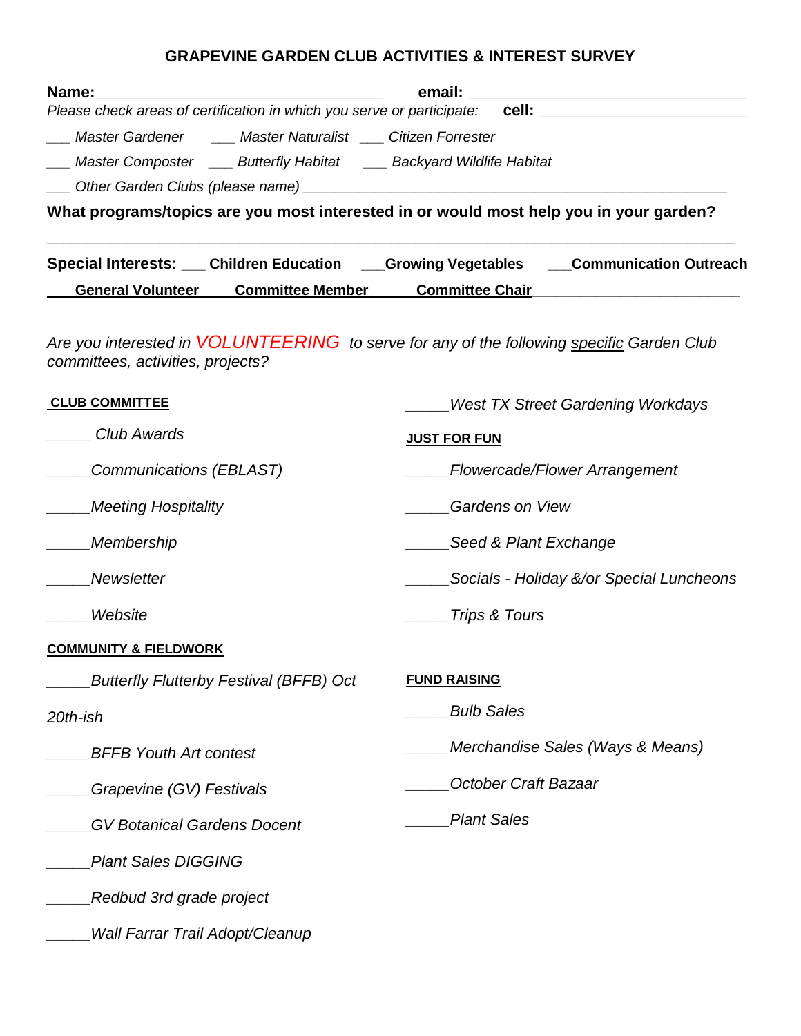## GRAPEVINE GARDEN CLUB ACTIVITIES & INTEREST SURVEY

**Name:**__________________________________ **email:** _________________________________

*Please check areas of certification in which you serve or participate:* **cell:** _________________________

*___ Master Gardener ___ Master Naturalist ___ Citizen Forrester*

*___ Master Composter ___ Butterfly Habitat ___ Backyard Wildlife Habitat*

*___ Other Garden Clubs (please name)* __________________________________________________

**What programs/topics are you most interested in or would most help you in your garden?**

___________________________________________________________________________________

**Special Interests:** **___ Children Education** **___Growing Vegetables** **___Communication Outreach**

**___General Volunteer ___Committee Member ___Committee Chair**

*Are you interested in VOLUNTEERING to serve for any of the following specific Garden Club committees, activities, projects?*

**CLUB COMMITTEE**

- *_____ Club Awards*
- *_____Communications (EBLAST)*
- *_____Meeting Hospitality*
- *_____Membership*
- *_____Newsletter*
- *_____Website*

**COMMUNITY & FIELDWORK**

- *_____Butterfly Flutterby Festival (BFFB) Oct 20th-ish*
- *_____BFFB Youth Art contest*
- *_____Grapevine (GV) Festivals*
- *_____GV Botanical Gardens Docent*
- *_____Plant Sales DIGGING*
- *_____Redbud 3rd grade project*
- *_____Wall Farrar Trail Adopt/Cleanup*
- *_____West TX Street Gardening Workdays*

**JUST FOR FUN**

- *_____Flowercade/Flower Arrangement*
- *_____Gardens on View*
- *_____Seed & Plant Exchange*
- *_____Socials - Holiday &/or Special Luncheons*
- *_____Trips & Tours*

**FUND RAISING**

- *_____Bulb Sales*
- *_____Merchandise Sales (Ways & Means)*
- *_____October Craft Bazaar*
- *_____Plant Sales*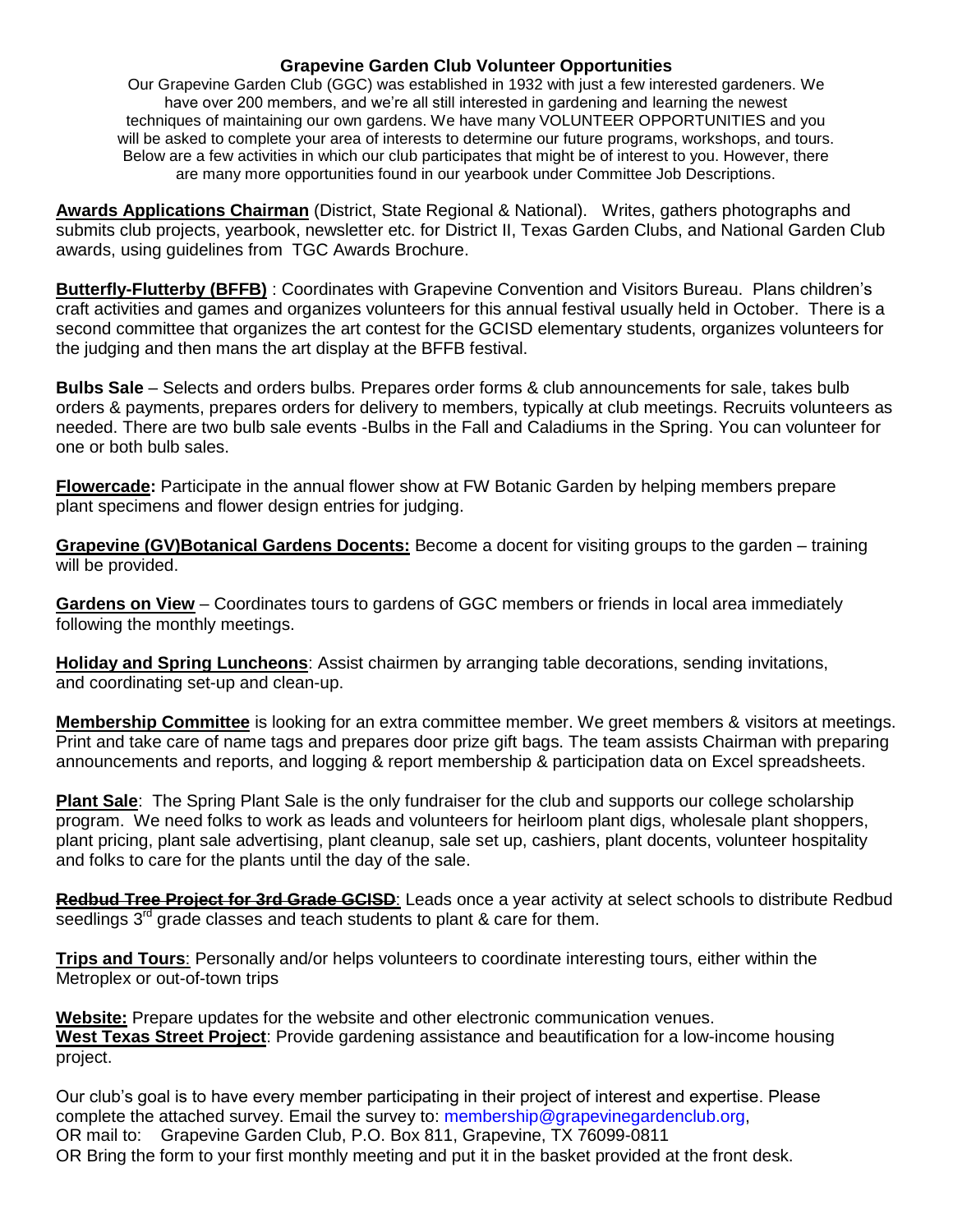**Grapevine Garden Club Volunteer Opportunities**

Our Grapevine Garden Club (GGC) was established in 1932 with just a few interested gardeners. We have over 200 members, and we're all still interested in gardening and learning the newest techniques of maintaining our own gardens. We have many VOLUNTEER OPPORTUNITIES and you will be asked to complete your area of interests to determine our future programs, workshops, and tours. Below are a few activities in which our club participates that might be of interest to you. However, there are many more opportunities found in our yearbook under Committee Job Descriptions.

**Awards Applications Chairman** (District, State Regional & National). Writes, gathers photographs and submits club projects, yearbook, newsletter etc. for District II, Texas Garden Clubs, and National Garden Club awards, using guidelines from TGC Awards Brochure.

**Butterfly-Flutterby (BFFB)** : Coordinates with Grapevine Convention and Visitors Bureau. Plans children's craft activities and games and organizes volunteers for this annual festival usually held in October. There is a second committee that organizes the art contest for the GCISD elementary students, organizes volunteers for the judging and then mans the art display at the BFFB festival.

**Bulbs Sale** – Selects and orders bulbs. Prepares order forms & club announcements for sale, takes bulb orders & payments, prepares orders for delivery to members, typically at club meetings. Recruits volunteers as needed. There are two bulb sale events -Bulbs in the Fall and Caladiums in the Spring. You can volunteer for one or both bulb sales.

**Flowercade:** Participate in the annual flower show at FW Botanic Garden by helping members prepare plant specimens and flower design entries for judging.

**Grapevine (GV)Botanical Gardens Docents:** Become a docent for visiting groups to the garden – training will be provided.

**Gardens on View** – Coordinates tours to gardens of GGC members or friends in local area immediately following the monthly meetings.

**Holiday and Spring Luncheons**: Assist chairmen by arranging table decorations, sending invitations, and coordinating set-up and clean-up.

**Membership Committee** is looking for an extra committee member. We greet members & visitors at meetings. Print and take care of name tags and prepares door prize gift bags. The team assists Chairman with preparing announcements and reports, and logging & report membership & participation data on Excel spreadsheets.

**Plant Sale**: The Spring Plant Sale is the only fundraiser for the club and supports our college scholarship program. We need folks to work as leads and volunteers for heirloom plant digs, wholesale plant shoppers, plant pricing, plant sale advertising, plant cleanup, sale set up, cashiers, plant docents, volunteer hospitality and folks to care for the plants until the day of the sale.

**~~Redbud Tree Project for 3rd Grade GCISD~~**: Leads once a year activity at select schools to distribute Redbud seedlings 3rd grade classes and teach students to plant & care for them.

**Trips and Tours**: Personally and/or helps volunteers to coordinate interesting tours, either within the Metroplex or out-of-town trips

**Website:** Prepare updates for the website and other electronic communication venues.
**West Texas Street Project**: Provide gardening assistance and beautification for a low-income housing project.

Our club's goal is to have every member participating in their project of interest and expertise. Please complete the attached survey. Email the survey to: membership@grapevinegardenclub.org,
OR mail to: Grapevine Garden Club, P.O. Box 811, Grapevine, TX 76099-0811
OR Bring the form to your first monthly meeting and put it in the basket provided at the front desk.